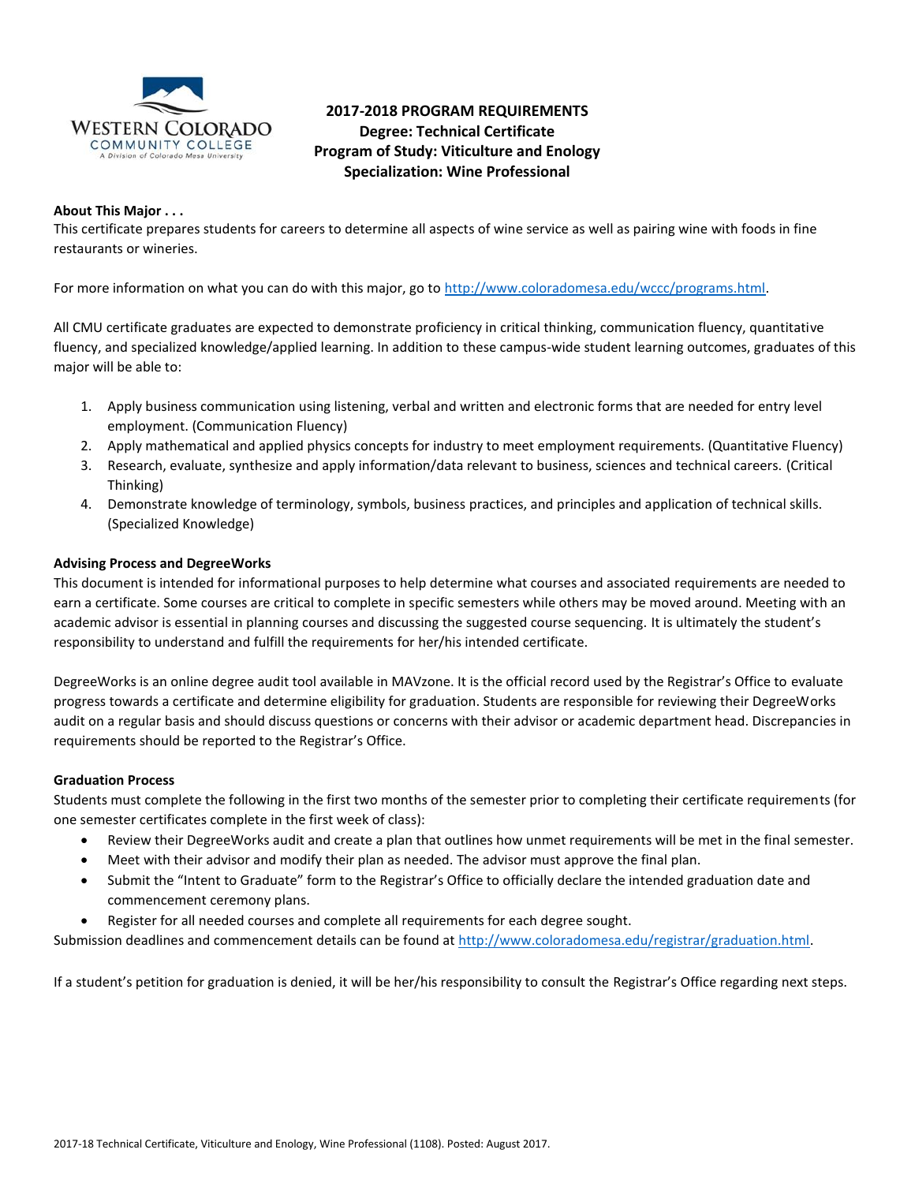# 2017-2018 PROGRAM REQUIREMENTS
## Degree: Technical Certificate
## Program of Study: Viticulture and Enology
## Specialization: Wine Professional

**About This Major . . .**

This certificate prepares students for careers to determine all aspects of wine service as well as pairing wine with foods in fine restaurants or wineries.

For more information on what you can do with this major, go to http://www.coloradomesa.edu/wccc/programs.html.

All CMU certificate graduates are expected to demonstrate proficiency in critical thinking, communication fluency, quantitative fluency, and specialized knowledge/applied learning. In addition to these campus-wide student learning outcomes, graduates of this major will be able to:

1. Apply business communication using listening, verbal and written and electronic forms that are needed for entry level employment. (Communication Fluency)
2. Apply mathematical and applied physics concepts for industry to meet employment requirements. (Quantitative Fluency)
3. Research, evaluate, synthesize and apply information/data relevant to business, sciences and technical careers. (Critical Thinking)
4. Demonstrate knowledge of terminology, symbols, business practices, and principles and application of technical skills. (Specialized Knowledge)

**Advising Process and DegreeWorks**

This document is intended for informational purposes to help determine what courses and associated requirements are needed to earn a certificate. Some courses are critical to complete in specific semesters while others may be moved around. Meeting with an academic advisor is essential in planning courses and discussing the suggested course sequencing. It is ultimately the student's responsibility to understand and fulfill the requirements for her/his intended certificate.

DegreeWorks is an online degree audit tool available in MAVzone. It is the official record used by the Registrar's Office to evaluate progress towards a certificate and determine eligibility for graduation. Students are responsible for reviewing their DegreeWorks audit on a regular basis and should discuss questions or concerns with their advisor or academic department head. Discrepancies in requirements should be reported to the Registrar's Office.

**Graduation Process**

Students must complete the following in the first two months of the semester prior to completing their certificate requirements (for one semester certificates complete in the first week of class):

- Review their DegreeWorks audit and create a plan that outlines how unmet requirements will be met in the final semester.
- Meet with their advisor and modify their plan as needed. The advisor must approve the final plan.
- Submit the "Intent to Graduate" form to the Registrar's Office to officially declare the intended graduation date and commencement ceremony plans.
- Register for all needed courses and complete all requirements for each degree sought.

Submission deadlines and commencement details can be found at http://www.coloradomesa.edu/registrar/graduation.html.

If a student's petition for graduation is denied, it will be her/his responsibility to consult the Registrar's Office regarding next steps.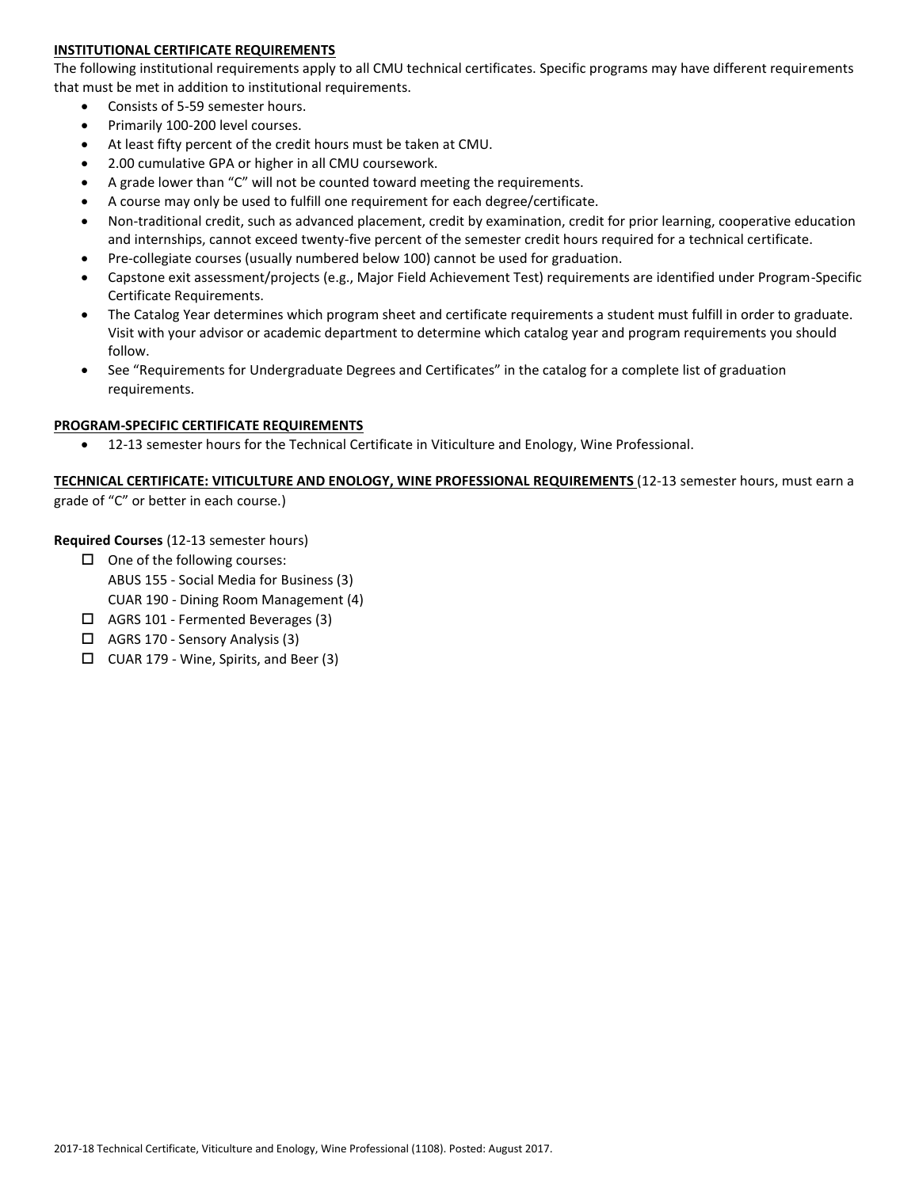**INSTITUTIONAL CERTIFICATE REQUIREMENTS**

The following institutional requirements apply to all CMU technical certificates. Specific programs may have different requirements that must be met in addition to institutional requirements.

- Consists of 5-59 semester hours.
- Primarily 100-200 level courses.
- At least fifty percent of the credit hours must be taken at CMU.
- 2.00 cumulative GPA or higher in all CMU coursework.
- A grade lower than "C" will not be counted toward meeting the requirements.
- A course may only be used to fulfill one requirement for each degree/certificate.
- Non-traditional credit, such as advanced placement, credit by examination, credit for prior learning, cooperative education and internships, cannot exceed twenty-five percent of the semester credit hours required for a technical certificate.
- Pre-collegiate courses (usually numbered below 100) cannot be used for graduation.
- Capstone exit assessment/projects (e.g., Major Field Achievement Test) requirements are identified under Program-Specific Certificate Requirements.
- The Catalog Year determines which program sheet and certificate requirements a student must fulfill in order to graduate. Visit with your advisor or academic department to determine which catalog year and program requirements you should follow.
- See "Requirements for Undergraduate Degrees and Certificates" in the catalog for a complete list of graduation requirements.

**PROGRAM-SPECIFIC CERTIFICATE REQUIREMENTS**

- 12-13 semester hours for the Technical Certificate in Viticulture and Enology, Wine Professional.

**TECHNICAL CERTIFICATE: VITICULTURE AND ENOLOGY, WINE PROFESSIONAL REQUIREMENTS** (12-13 semester hours, must earn a grade of "C" or better in each course.)

**Required Courses** (12-13 semester hours)

- ☐ One of the following courses:
  ABUS 155 - Social Media for Business (3)
  CUAR 190 - Dining Room Management (4)
- ☐ AGRS 101 - Fermented Beverages (3)
- ☐ AGRS 170 - Sensory Analysis (3)
- ☐ CUAR 179 - Wine, Spirits, and Beer (3)

2017-18 Technical Certificate, Viticulture and Enology, Wine Professional (1108). Posted: August 2017.